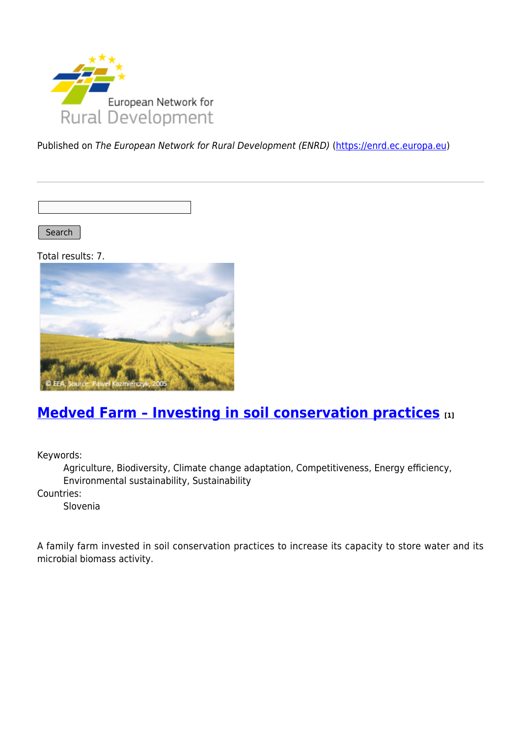Published on *The European Network for Rural Development (ENRD)* (https://enrd.ec.europa.eu)

Search

Total results: 7.

## Medved Farm – Investing in soil conservation practices [1]

Keywords:
: Agriculture, Biodiversity, Climate change adaptation, Competitiveness, Energy efficiency, Environmental sustainability, Sustainability

Countries:
: Slovenia

A family farm invested in soil conservation practices to increase its capacity to store water and its microbial biomass activity.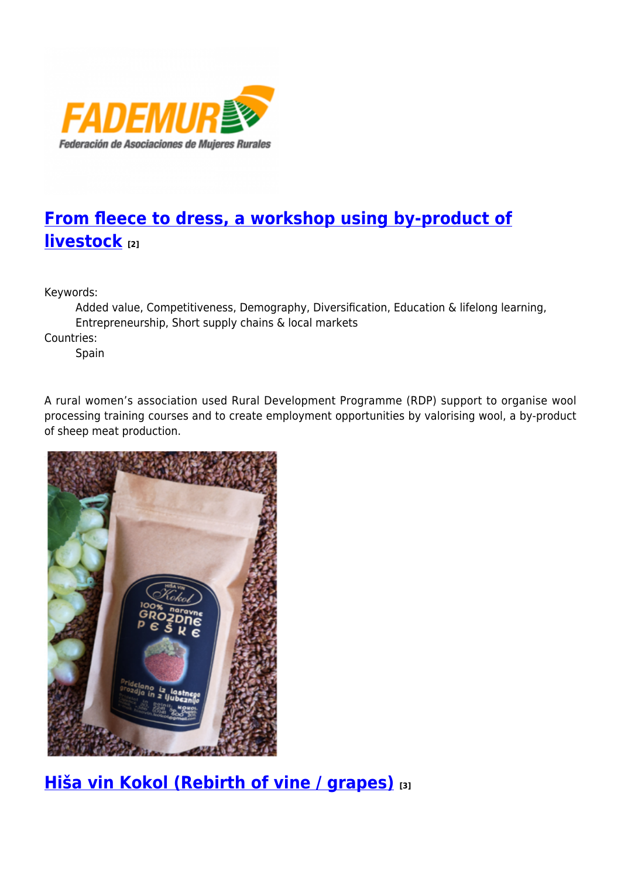## [From fleece to dress, a workshop using by-product of livestock [2]]

Keywords:
: Added value, Competitiveness, Demography, Diversification, Education & lifelong learning, Entrepreneurship, Short supply chains & local markets

Countries:
: Spain

A rural women's association used Rural Development Programme (RDP) support to organise wool processing training courses and to create employment opportunities by valorising wool, a by-product of sheep meat production.

## Hiša vin Kokol (Rebirth of vine / grapes) [3]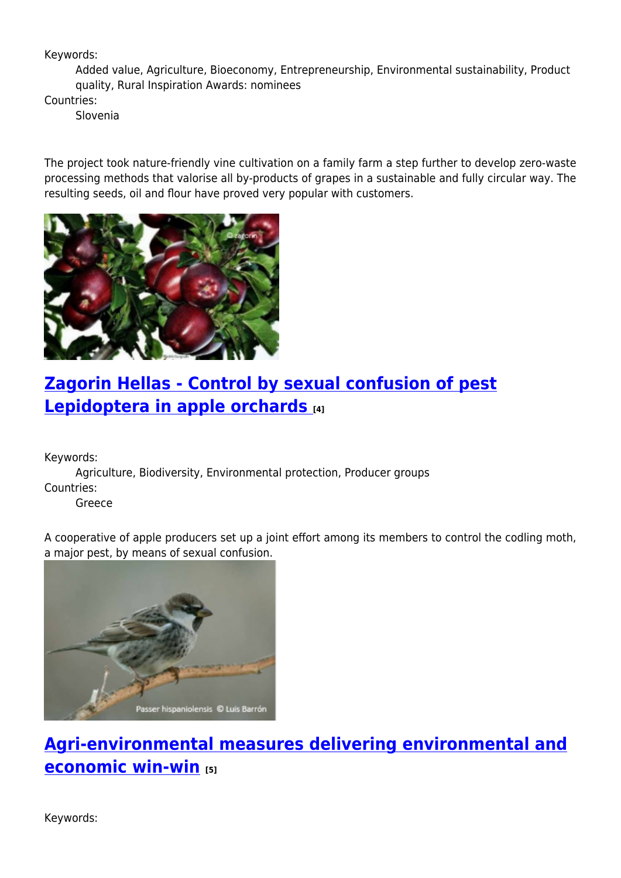Keywords:

Added value, Agriculture, Bioeconomy, Entrepreneurship, Environmental sustainability, Product quality, Rural Inspiration Awards: nominees

Countries:

Slovenia

The project took nature-friendly vine cultivation on a family farm a step further to develop zero-waste processing methods that valorise all by-products of grapes in a sustainable and fully circular way. The resulting seeds, oil and flour have proved very popular with customers.

## Zagorin Hellas - Control by sexual confusion of pest Lepidoptera in apple orchards [4]

Keywords:

Agriculture, Biodiversity, Environmental protection, Producer groups

Countries:

Greece

A cooperative of apple producers set up a joint effort among its members to control the codling moth, a major pest, by means of sexual confusion.

## Agri-environmental measures delivering environmental and economic win-win [5]

Keywords: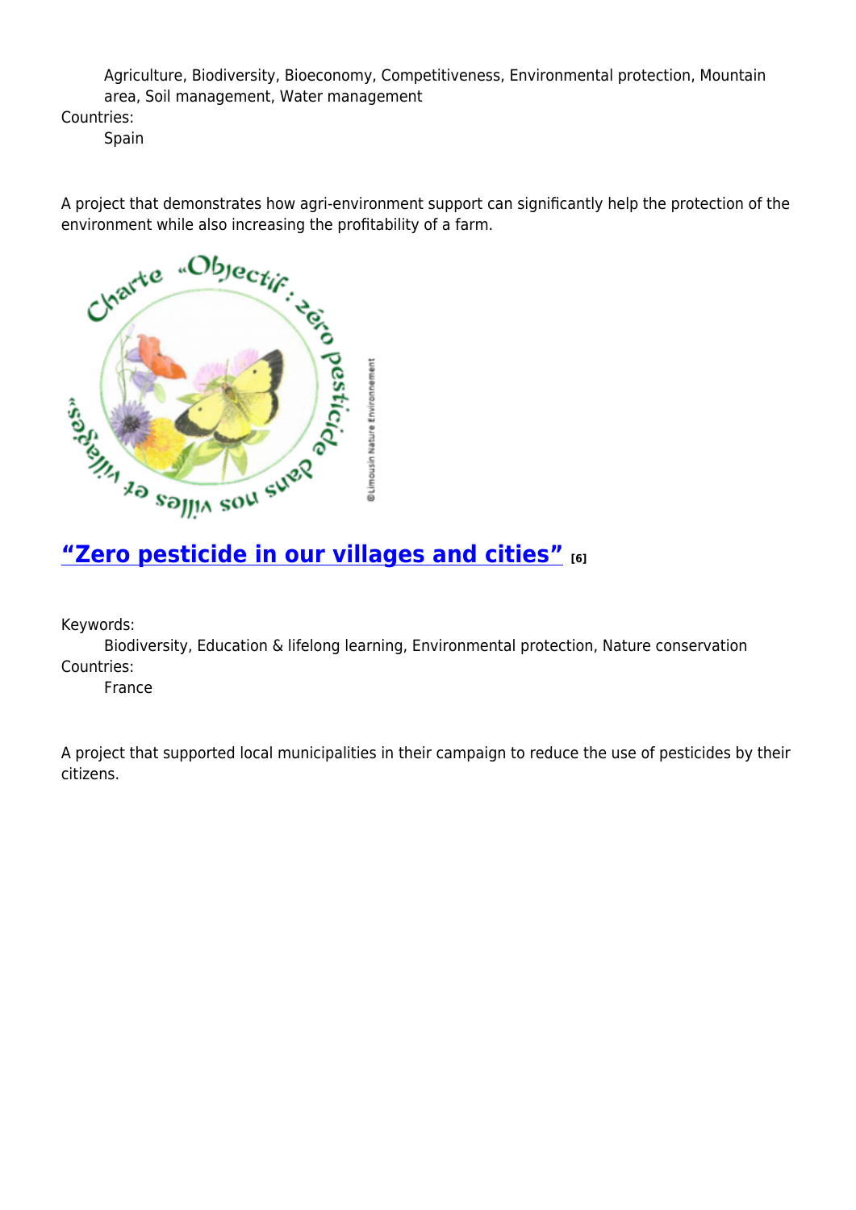Agriculture, Biodiversity, Bioeconomy, Competitiveness, Environmental protection, Mountain area, Soil management, Water management

Countries:

Spain

A project that demonstrates how agri-environment support can significantly help the protection of the environment while also increasing the profitability of a farm.

## "Zero pesticide in our villages and cities" [6]

Keywords:

Biodiversity, Education & lifelong learning, Environmental protection, Nature conservation

Countries:

France

A project that supported local municipalities in their campaign to reduce the use of pesticides by their citizens.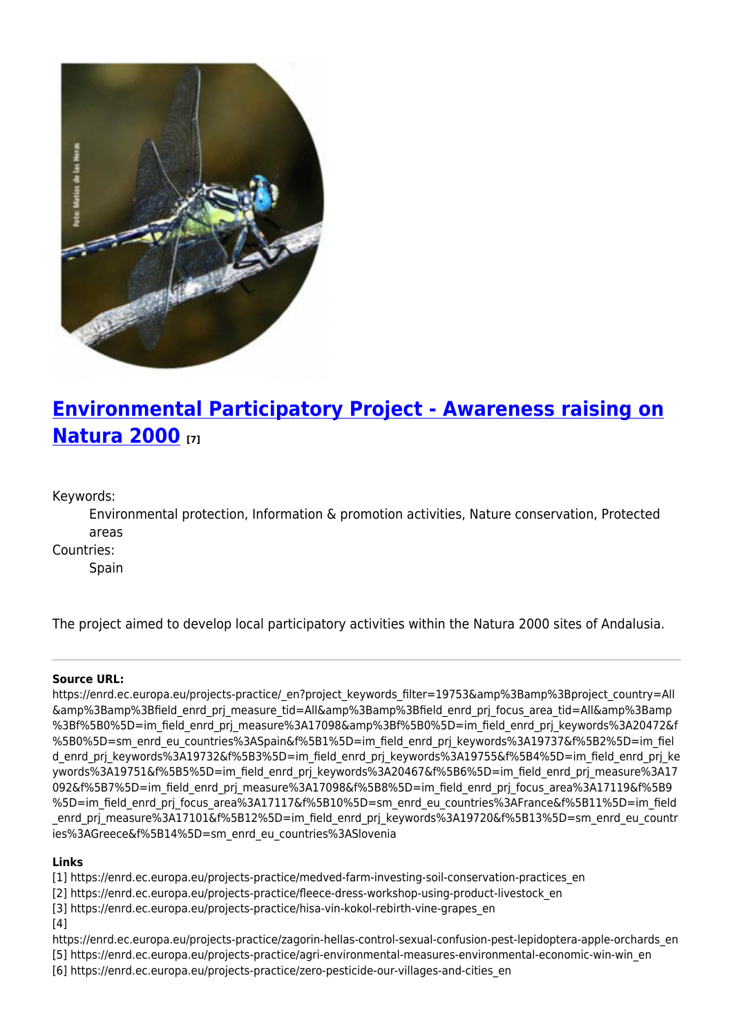## Environmental Participatory Project - Awareness raising on Natura 2000 [7]

Keywords:
: Environmental protection, Information & promotion activities, Nature conservation, Protected areas

Countries:
: Spain

The project aimed to develop local participatory activities within the Natura 2000 sites of Andalusia.

---

**Source URL:** https://enrd.ec.europa.eu/projects-practice/_en?project_keywords_filter=19753&amp%3Bamp%3Bproject_country=All&amp%3Bamp%3Bfield_enrd_prj_measure_tid=All&amp%3Bamp%3Bfield_enrd_prj_focus_area_tid=All&amp%3Bamp%3Bf%5B0%5D=im_field_enrd_prj_measure%3A17098&amp%3Bf%5B0%5D=im_field_enrd_prj_keywords%3A20472&f%5B0%5D=sm_enrd_eu_countries%3ASpain&f%5B1%5D=im_field_enrd_prj_keywords%3A19737&f%5B2%5D=im_field_enrd_prj_keywords%3A19732&f%5B3%5D=im_field_enrd_prj_keywords%3A19755&f%5B4%5D=im_field_enrd_prj_keywords%3A19751&f%5B5%5D=im_field_enrd_prj_keywords%3A20467&f%5B6%5D=im_field_enrd_prj_measure%3A17092&f%5B7%5D=im_field_enrd_prj_measure%3A17098&f%5B8%5D=im_field_enrd_prj_focus_area%3A17119&f%5B9%5D=im_field_enrd_prj_focus_area%3A17117&f%5B10%5D=sm_enrd_eu_countries%3AFrance&f%5B11%5D=im_field_enrd_prj_measure%3A17101&f%5B12%5D=im_field_enrd_prj_keywords%3A19720&f%5B13%5D=sm_enrd_eu_countries%3AGreece&f%5B14%5D=sm_enrd_eu_countries%3ASlovenia

**Links**

[1] https://enrd.ec.europa.eu/projects-practice/medved-farm-investing-soil-conservation-practices_en
[2] https://enrd.ec.europa.eu/projects-practice/fleece-dress-workshop-using-product-livestock_en
[3] https://enrd.ec.europa.eu/projects-practice/hisa-vin-kokol-rebirth-vine-grapes_en
[4] https://enrd.ec.europa.eu/projects-practice/zagorin-hellas-control-sexual-confusion-pest-lepidoptera-apple-orchards_en
[5] https://enrd.ec.europa.eu/projects-practice/agri-environmental-measures-environmental-economic-win-win_en
[6] https://enrd.ec.europa.eu/projects-practice/zero-pesticide-our-villages-and-cities_en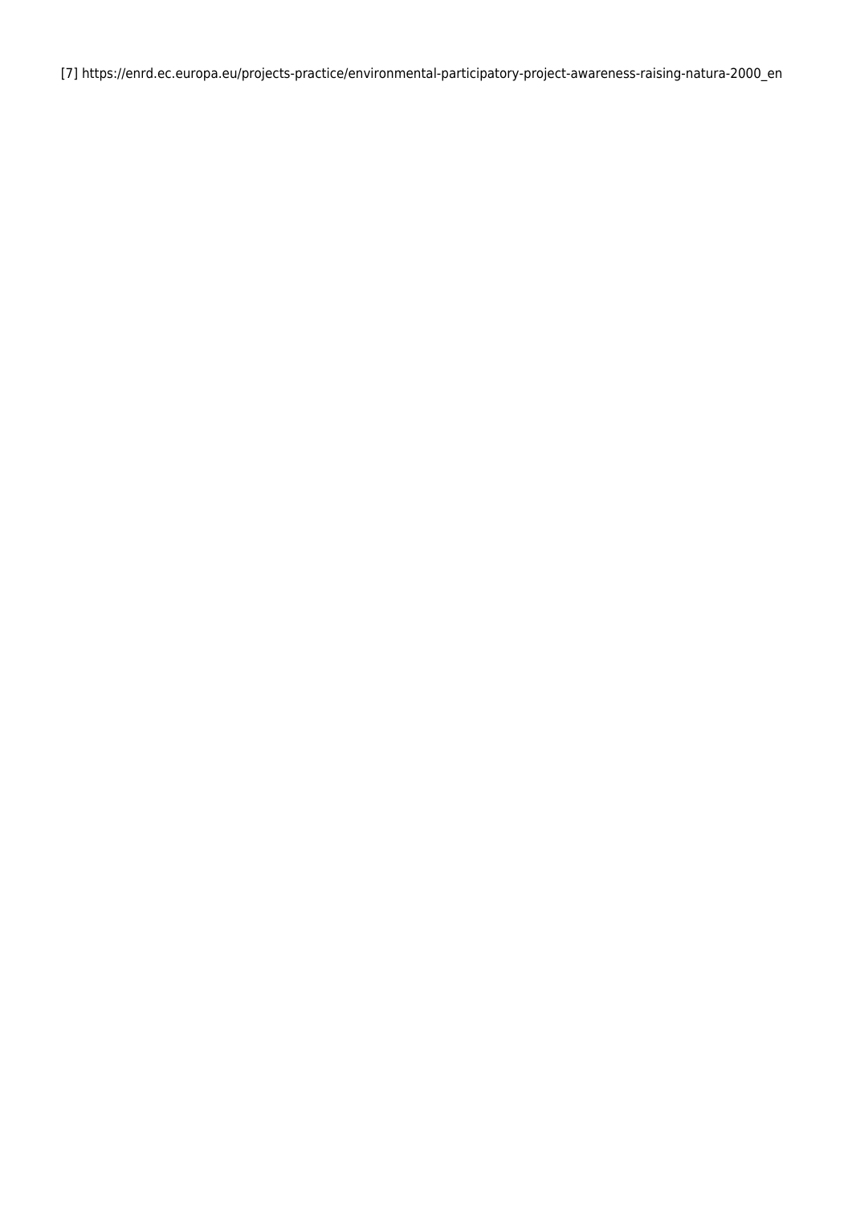[7] https://enrd.ec.europa.eu/projects-practice/environmental-participatory-project-awareness-raising-natura-2000_en